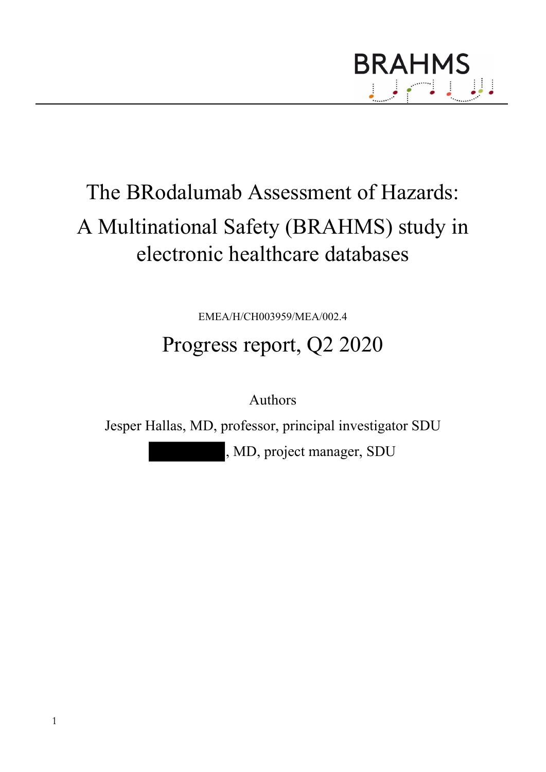BRAHMS

# The BRodalumab Assessment of Hazards: A Multinational Safety (BRAHMS) study in electronic healthcare databases

EMEA/H/CH003959/MEA/002.4

## Progress report, Q2 2020

Authors

Jesper Hallas, MD, professor, principal investigator SDU

██████████, MD, project manager, SDU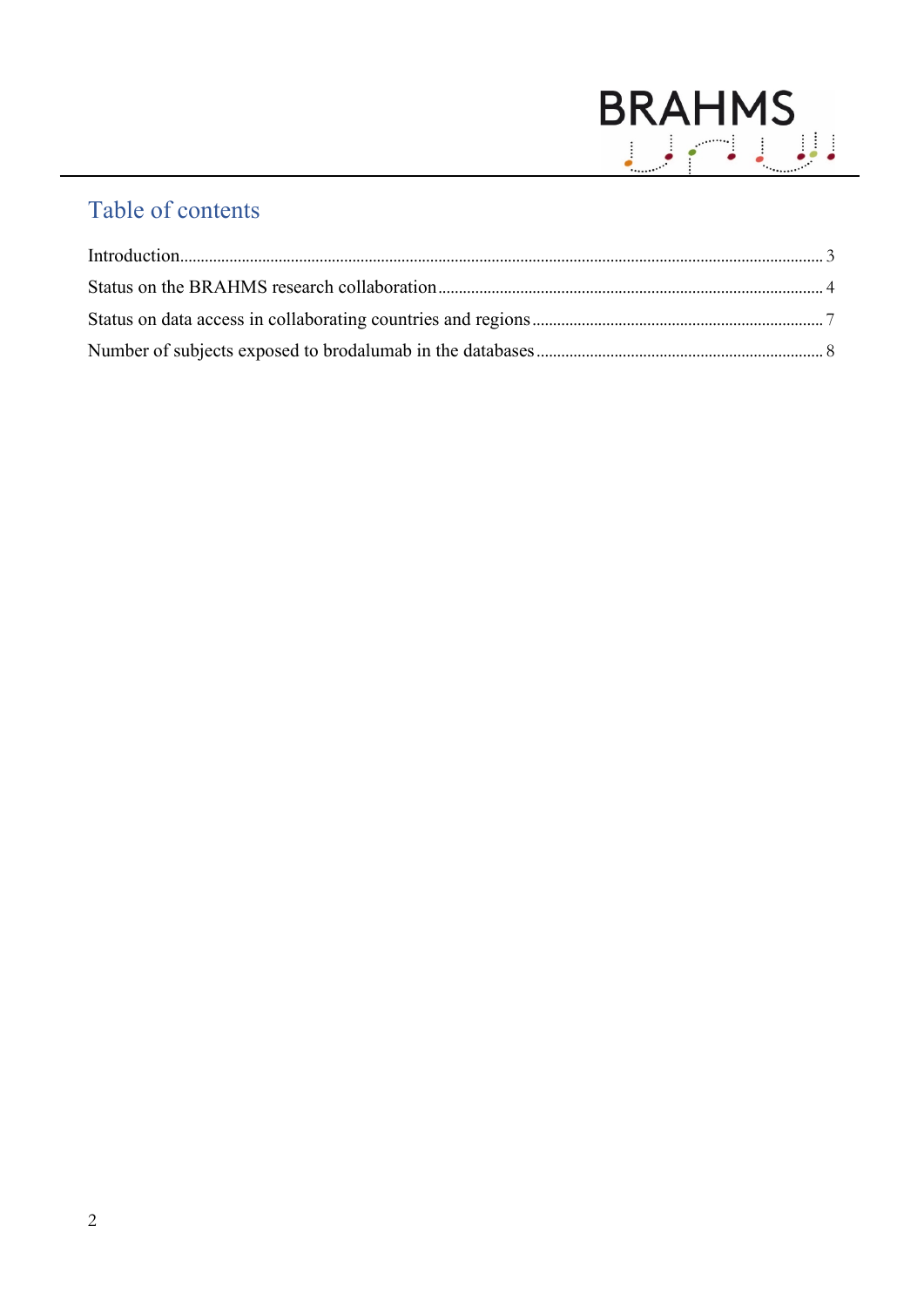# Table of contents

Introduction........................................................................................................................................... 3

Status on the BRAHMS research collaboration............................................................................................. 4

Status on data access in collaborating countries and regions...................................................................... 7

Number of subjects exposed to brodalumab in the databases..................................................................... 8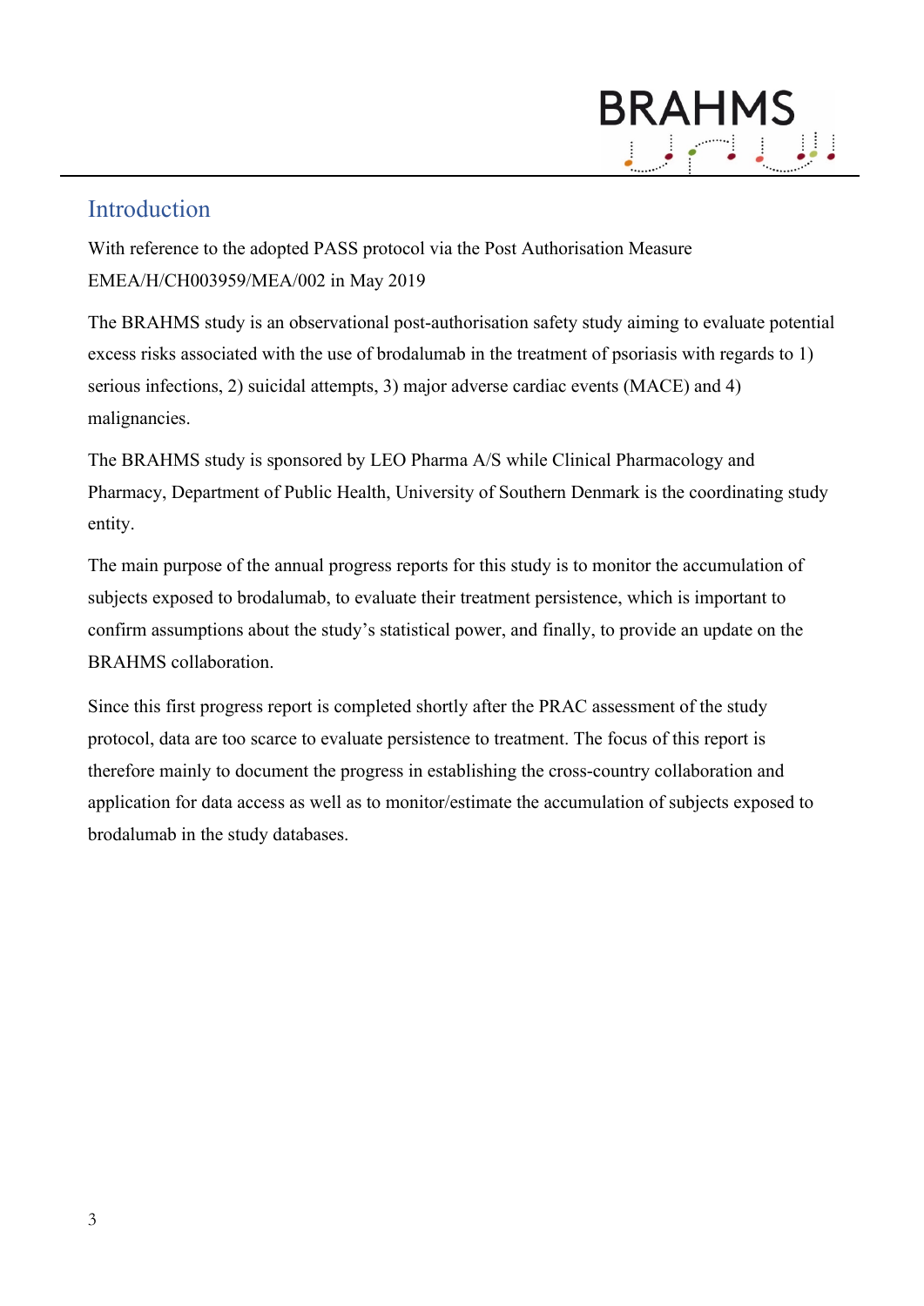## Introduction

With reference to the adopted PASS protocol via the Post Authorisation Measure EMEA/H/CH003959/MEA/002 in May 2019

The BRAHMS study is an observational post-authorisation safety study aiming to evaluate potential excess risks associated with the use of brodalumab in the treatment of psoriasis with regards to 1) serious infections, 2) suicidal attempts, 3) major adverse cardiac events (MACE) and 4) malignancies.

The BRAHMS study is sponsored by LEO Pharma A/S while Clinical Pharmacology and Pharmacy, Department of Public Health, University of Southern Denmark is the coordinating study entity.

The main purpose of the annual progress reports for this study is to monitor the accumulation of subjects exposed to brodalumab, to evaluate their treatment persistence, which is important to confirm assumptions about the study's statistical power, and finally, to provide an update on the BRAHMS collaboration.

Since this first progress report is completed shortly after the PRAC assessment of the study protocol, data are too scarce to evaluate persistence to treatment. The focus of this report is therefore mainly to document the progress in establishing the cross-country collaboration and application for data access as well as to monitor/estimate the accumulation of subjects exposed to brodalumab in the study databases.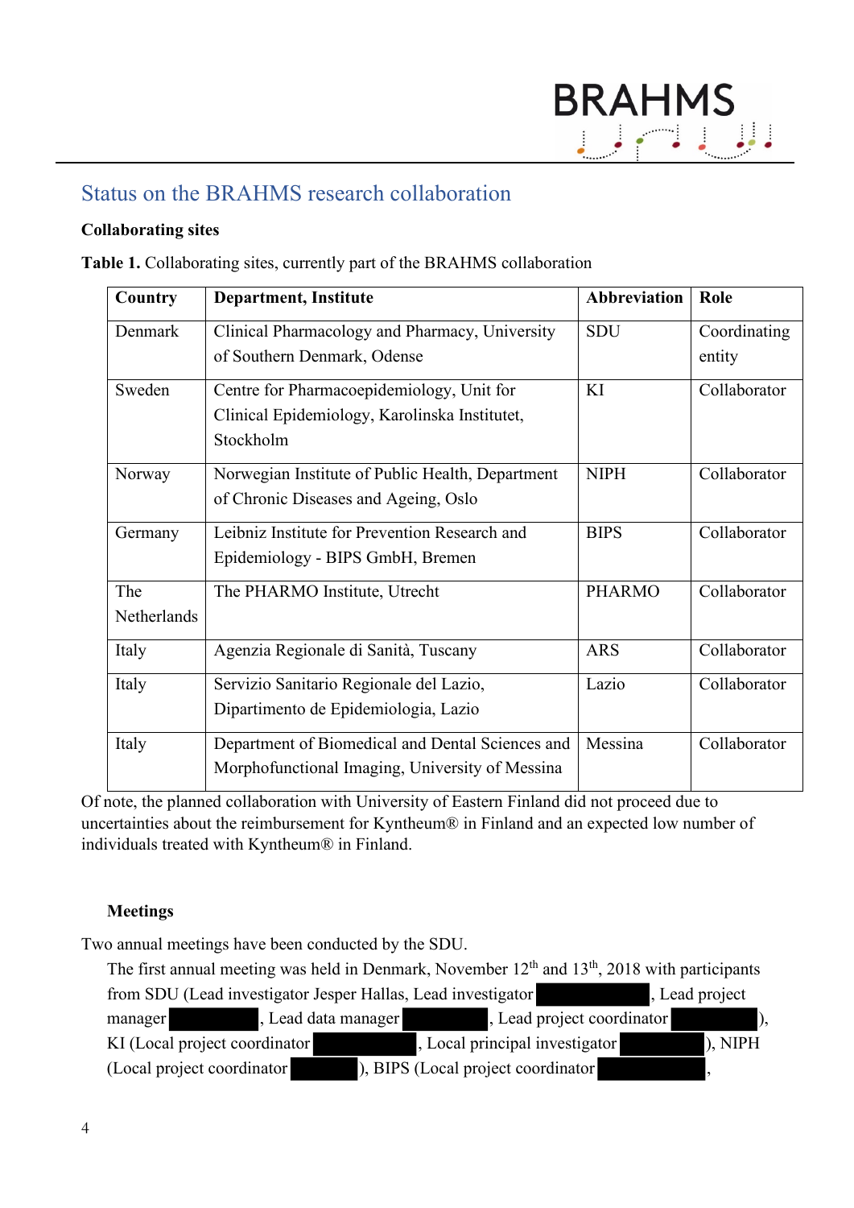## Status on the BRAHMS research collaboration

**Collaborating sites**

**Table 1.** Collaborating sites, currently part of the BRAHMS collaboration

| Country | Department, Institute | Abbreviation | Role |
|---|---|---|---|
| Denmark | Clinical Pharmacology and Pharmacy, University of Southern Denmark, Odense | SDU | Coordinating entity |
| Sweden | Centre for Pharmacoepidemiology, Unit for Clinical Epidemiology, Karolinska Institutet, Stockholm | KI | Collaborator |
| Norway | Norwegian Institute of Public Health, Department of Chronic Diseases and Ageing, Oslo | NIPH | Collaborator |
| Germany | Leibniz Institute for Prevention Research and Epidemiology - BIPS GmbH, Bremen | BIPS | Collaborator |
| The Netherlands | The PHARMO Institute, Utrecht | PHARMO | Collaborator |
| Italy | Agenzia Regionale di Sanità, Tuscany | ARS | Collaborator |
| Italy | Servizio Sanitario Regionale del Lazio, Dipartimento de Epidemiologia, Lazio | Lazio | Collaborator |
| Italy | Department of Biomedical and Dental Sciences and Morphofunctional Imaging, University of Messina | Messina | Collaborator |

Of note, the planned collaboration with University of Eastern Finland did not proceed due to uncertainties about the reimbursement for Kyntheum® in Finland and an expected low number of individuals treated with Kyntheum® in Finland.

**Meetings**

Two annual meetings have been conducted by the SDU.

The first annual meeting was held in Denmark, November 12th and 13th, 2018 with participants from SDU (Lead investigator Jesper Hallas, Lead investigator [redacted], Lead project manager [redacted], Lead data manager [redacted], Lead project coordinator [redacted]), KI (Local project coordinator [redacted], Local principal investigator [redacted]), NIPH (Local project coordinator [redacted]), BIPS (Local project coordinator [redacted],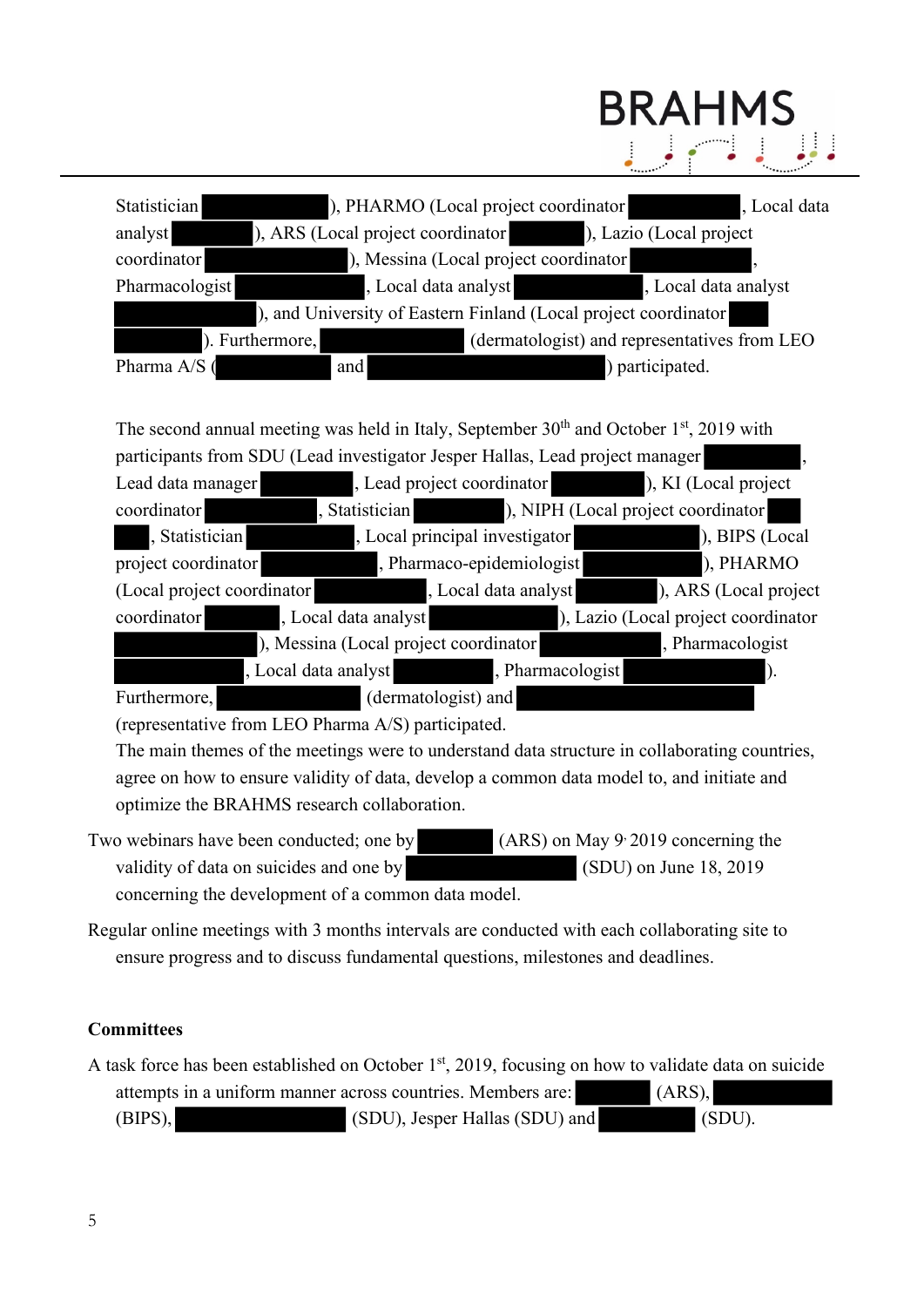Statistician ), PHARMO (Local project coordinator , Local data analyst ), ARS (Local project coordinator ), Lazio (Local project coordinator ), Messina (Local project coordinator , Pharmacologist , Local data analyst , Local data analyst ), and University of Eastern Finland (Local project coordinator ). Furthermore, (dermatologist) and representatives from LEO Pharma A/S ( and ) participated.

The second annual meeting was held in Italy, September 30th and October 1st, 2019 with participants from SDU (Lead investigator Jesper Hallas, Lead project manager , Lead data manager , Lead project coordinator ), KI (Local project coordinator , Statistician ), NIPH (Local project coordinator , Statistician , Local principal investigator ), BIPS (Local project coordinator , Pharmaco-epidemiologist ), PHARMO (Local project coordinator , Local data analyst ), ARS (Local project coordinator , Local data analyst ), Lazio (Local project coordinator ), Messina (Local project coordinator , Pharmacologist , Local data analyst , Pharmacologist ). Furthermore, (dermatologist) and (representative from LEO Pharma A/S) participated.

The main themes of the meetings were to understand data structure in collaborating countries, agree on how to ensure validity of data, develop a common data model to, and initiate and optimize the BRAHMS research collaboration.

Two webinars have been conducted; one by (ARS) on May 9, 2019 concerning the validity of data on suicides and one by (SDU) on June 18, 2019 concerning the development of a common data model.

Regular online meetings with 3 months intervals are conducted with each collaborating site to ensure progress and to discuss fundamental questions, milestones and deadlines.

**Committees**

A task force has been established on October 1st, 2019, focusing on how to validate data on suicide attempts in a uniform manner across countries. Members are: (ARS), (BIPS), (SDU), Jesper Hallas (SDU) and (SDU).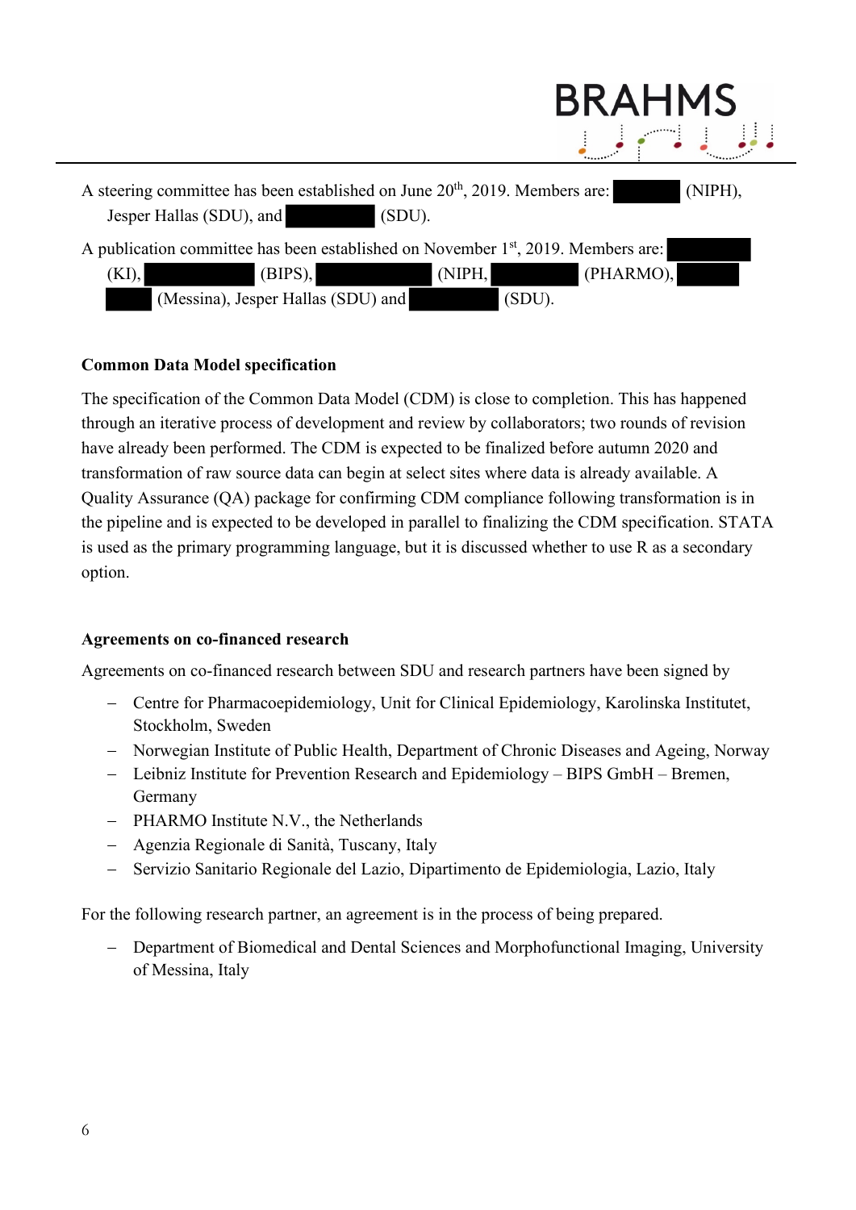A steering committee has been established on June 20th, 2019. Members are: ██████ (NIPH), Jesper Hallas (SDU), and ████████ (SDU).

A publication committee has been established on November 1st, 2019. Members are: ████████ (KI), ██████████ (BIPS), ██████████ (NIPH, ████████ (PHARMO), ██████ ████ (Messina), Jesper Hallas (SDU) and ████████ (SDU).

**Common Data Model specification**

The specification of the Common Data Model (CDM) is close to completion. This has happened through an iterative process of development and review by collaborators; two rounds of revision have already been performed. The CDM is expected to be finalized before autumn 2020 and transformation of raw source data can begin at select sites where data is already available. A Quality Assurance (QA) package for confirming CDM compliance following transformation is in the pipeline and is expected to be developed in parallel to finalizing the CDM specification. STATA is used as the primary programming language, but it is discussed whether to use R as a secondary option.

**Agreements on co-financed research**

Agreements on co-financed research between SDU and research partners have been signed by

- Centre for Pharmacoepidemiology, Unit for Clinical Epidemiology, Karolinska Institutet, Stockholm, Sweden
- Norwegian Institute of Public Health, Department of Chronic Diseases and Ageing, Norway
- Leibniz Institute for Prevention Research and Epidemiology – BIPS GmbH – Bremen, Germany
- PHARMO Institute N.V., the Netherlands
- Agenzia Regionale di Sanità, Tuscany, Italy
- Servizio Sanitario Regionale del Lazio, Dipartimento de Epidemiologia, Lazio, Italy

For the following research partner, an agreement is in the process of being prepared.

- Department of Biomedical and Dental Sciences and Morphofunctional Imaging, University of Messina, Italy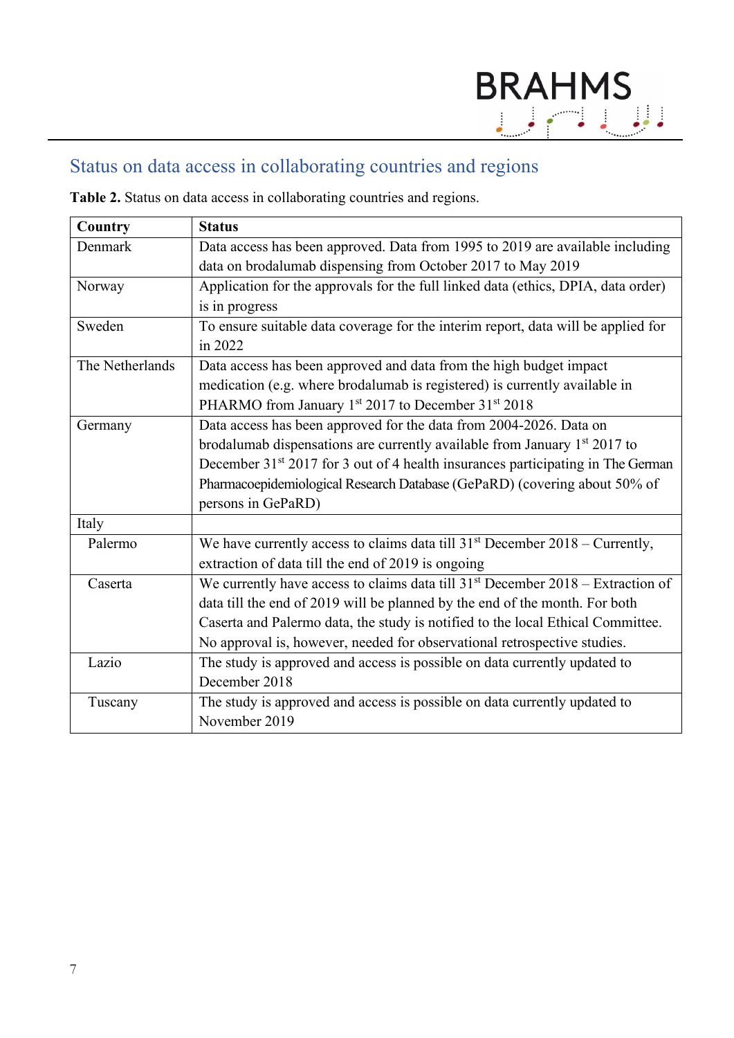## Status on data access in collaborating countries and regions

**Table 2.** Status on data access in collaborating countries and regions.

| Country | Status |
|---|---|
| Denmark | Data access has been approved. Data from 1995 to 2019 are available including data on brodalumab dispensing from October 2017 to May 2019 |
| Norway | Application for the approvals for the full linked data (ethics, DPIA, data order) is in progress |
| Sweden | To ensure suitable data coverage for the interim report, data will be applied for in 2022 |
| The Netherlands | Data access has been approved and data from the high budget impact medication (e.g. where brodalumab is registered) is currently available in PHARMO from January 1st 2017 to December 31st 2018 |
| Germany | Data access has been approved for the data from 2004-2026. Data on brodalumab dispensations are currently available from January 1st 2017 to December 31st 2017 for 3 out of 4 health insurances participating in The German Pharmacoepidemiological Research Database (GePaRD) (covering about 50% of persons in GePaRD) |
| Italy | |
| Palermo | We have currently access to claims data till 31st December 2018 – Currently, extraction of data till the end of 2019 is ongoing |
| Caserta | We currently have access to claims data till 31st December 2018 – Extraction of data till the end of 2019 will be planned by the end of the month. For both Caserta and Palermo data, the study is notified to the local Ethical Committee. No approval is, however, needed for observational retrospective studies. |
| Lazio | The study is approved and access is possible on data currently updated to December 2018 |
| Tuscany | The study is approved and access is possible on data currently updated to November 2019 |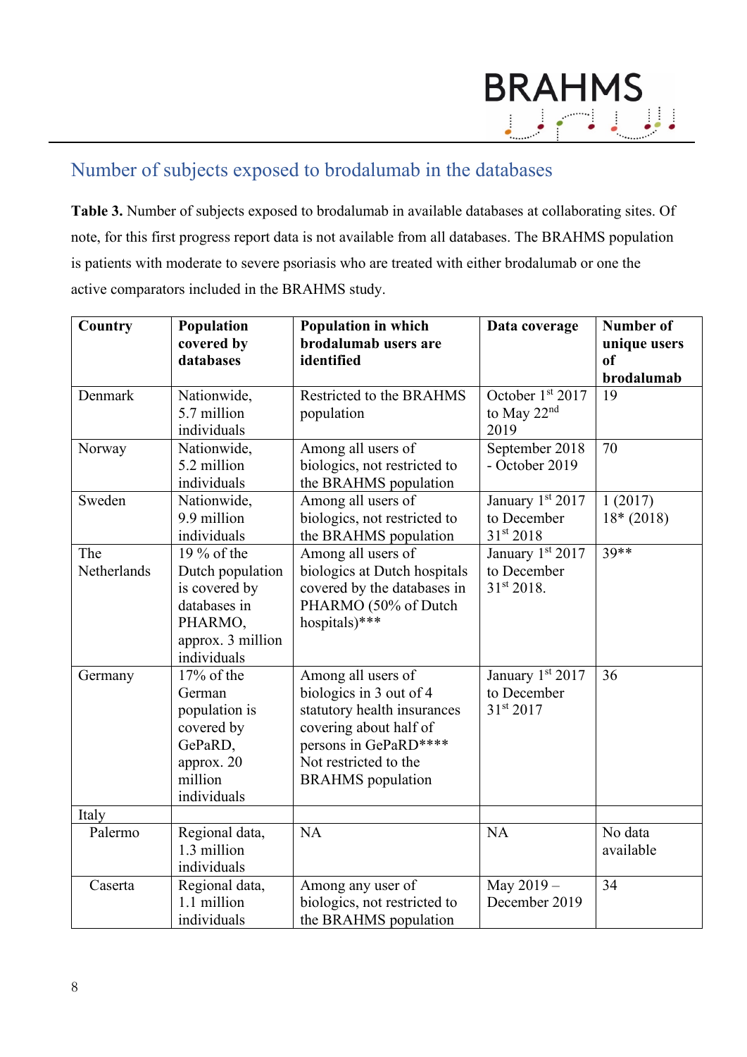## Number of subjects exposed to brodalumab in the databases

**Table 3.** Number of subjects exposed to brodalumab in available databases at collaborating sites. Of note, for this first progress report data is not available from all databases. The BRAHMS population is patients with moderate to severe psoriasis who are treated with either brodalumab or one the active comparators included in the BRAHMS study.

| Country | Population covered by databases | Population in which brodalumab users are identified | Data coverage | Number of unique users of brodalumab |
|---|---|---|---|---|
| Denmark | Nationwide, 5.7 million individuals | Restricted to the BRAHMS population | October 1st 2017 to May 22nd 2019 | 19 |
| Norway | Nationwide, 5.2 million individuals | Among all users of biologics, not restricted to the BRAHMS population | September 2018 - October 2019 | 70 |
| Sweden | Nationwide, 9.9 million individuals | Among all users of biologics, not restricted to the BRAHMS population | January 1st 2017 to December 31st 2018 | 1 (2017)<br>18* (2018) |
| The Netherlands | 19 % of the Dutch population is covered by databases in PHARMO, approx. 3 million individuals | Among all users of biologics at Dutch hospitals covered by the databases in PHARMO (50% of Dutch hospitals)*** | January 1st 2017 to December 31st 2018. | 39** |
| Germany | 17% of the German population is covered by GePaRD, approx. 20 million individuals | Among all users of biologics in 3 out of 4 statutory health insurances covering about half of persons in GePaRD****<br>Not restricted to the BRAHMS population | January 1st 2017 to December 31st 2017 | 36 |
| Italy | | | | |
| Palermo | Regional data, 1.3 million individuals | NA | NA | No data available |
| Caserta | Regional data, 1.1 million individuals | Among any user of biologics, not restricted to the BRAHMS population | May 2019 – December 2019 | 34 |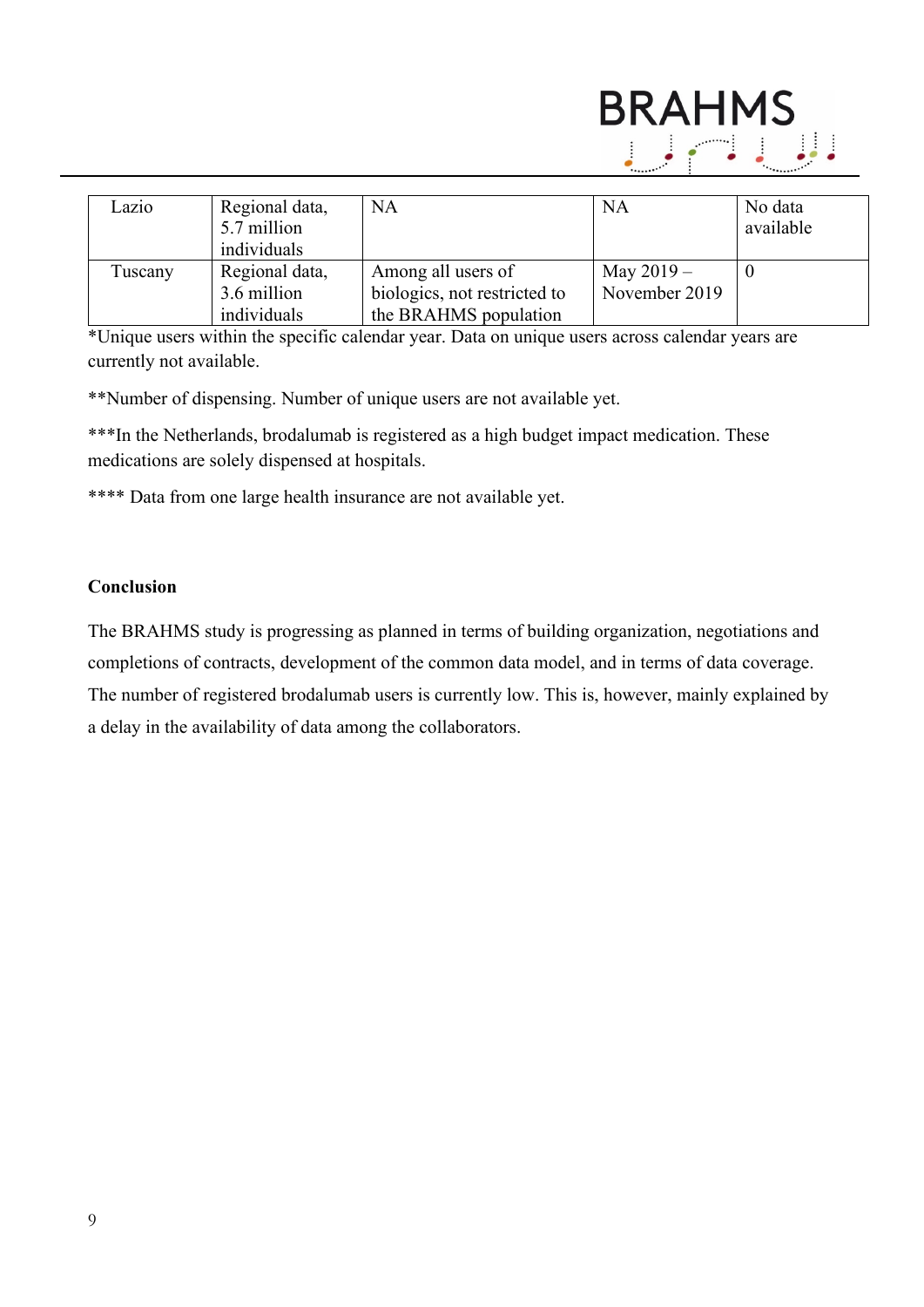| | | | | |
|---|---|---|---|---|
| Lazio | Regional data, 5.7 million individuals | NA | NA | No data available |
| Tuscany | Regional data, 3.6 million individuals | Among all users of biologics, not restricted to the BRAHMS population | May 2019 – November 2019 | 0 |

*Unique users within the specific calendar year. Data on unique users across calendar years are currently not available.

**Number of dispensing. Number of unique users are not available yet.

***In the Netherlands, brodalumab is registered as a high budget impact medication. These medications are solely dispensed at hospitals.

**** Data from one large health insurance are not available yet.

**Conclusion**

The BRAHMS study is progressing as planned in terms of building organization, negotiations and completions of contracts, development of the common data model, and in terms of data coverage. The number of registered brodalumab users is currently low. This is, however, mainly explained by a delay in the availability of data among the collaborators.